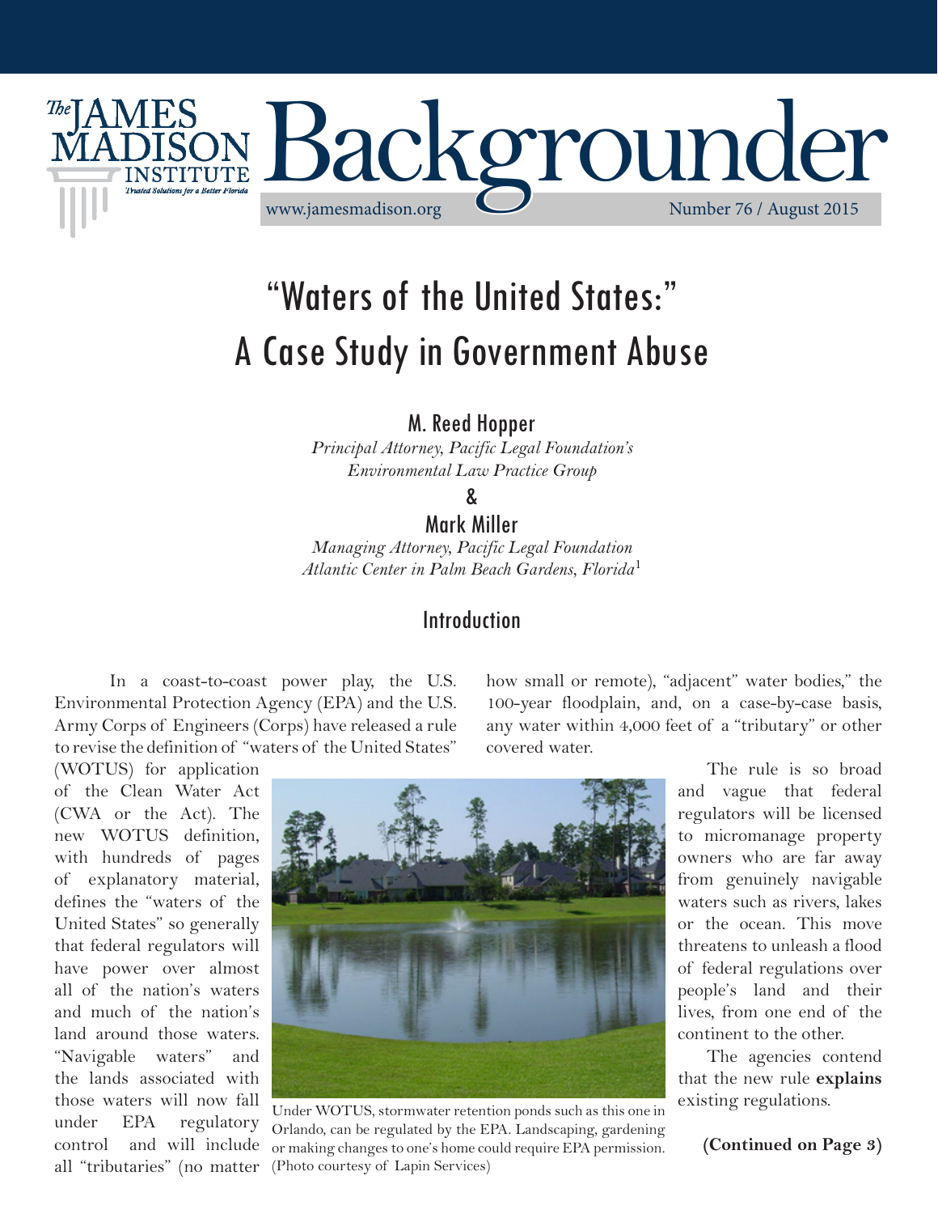# "Waters of the United States:" A Case Study in Government Abuse

M. Reed Hopper
*Principal Attorney, Pacific Legal Foundation's Environmental Law Practice Group*

&

Mark Miller
*Managing Attorney, Pacific Legal Foundation Atlantic Center in Palm Beach Gardens, Florida*[1]

## Introduction

In a coast-to-coast power play, the U.S. Environmental Protection Agency (EPA) and the U.S. Army Corps of Engineers (Corps) have released a rule to revise the definition of "waters of the United States" (WOTUS) for application of the Clean Water Act (CWA or the Act). The new WOTUS definition, with hundreds of pages of explanatory material, defines the "waters of the United States" so generally that federal regulators will have power over almost all of the nation's waters and much of the nation's land around those waters. "Navigable waters" and the lands associated with those waters will now fall under EPA regulatory control and will include all "tributaries" (no matter how small or remote), "adjacent" water bodies," the 100-year floodplain, and, on a case-by-case basis, any water within 4,000 feet of a "tributary" or other covered water.

Under WOTUS, stormwater retention ponds such as this one in Orlando, can be regulated by the EPA. Landscaping, gardening or making changes to one's home could require EPA permission. (Photo courtesy of Lapin Services)

The rule is so broad and vague that federal regulators will be licensed to micromanage property owners who are far away from genuinely navigable waters such as rivers, lakes or the ocean. This move threatens to unleash a flood of federal regulations over people's land and their lives, from one end of the continent to the other.

The agencies contend that the new rule **explains** existing regulations.

**(Continued on Page 3)**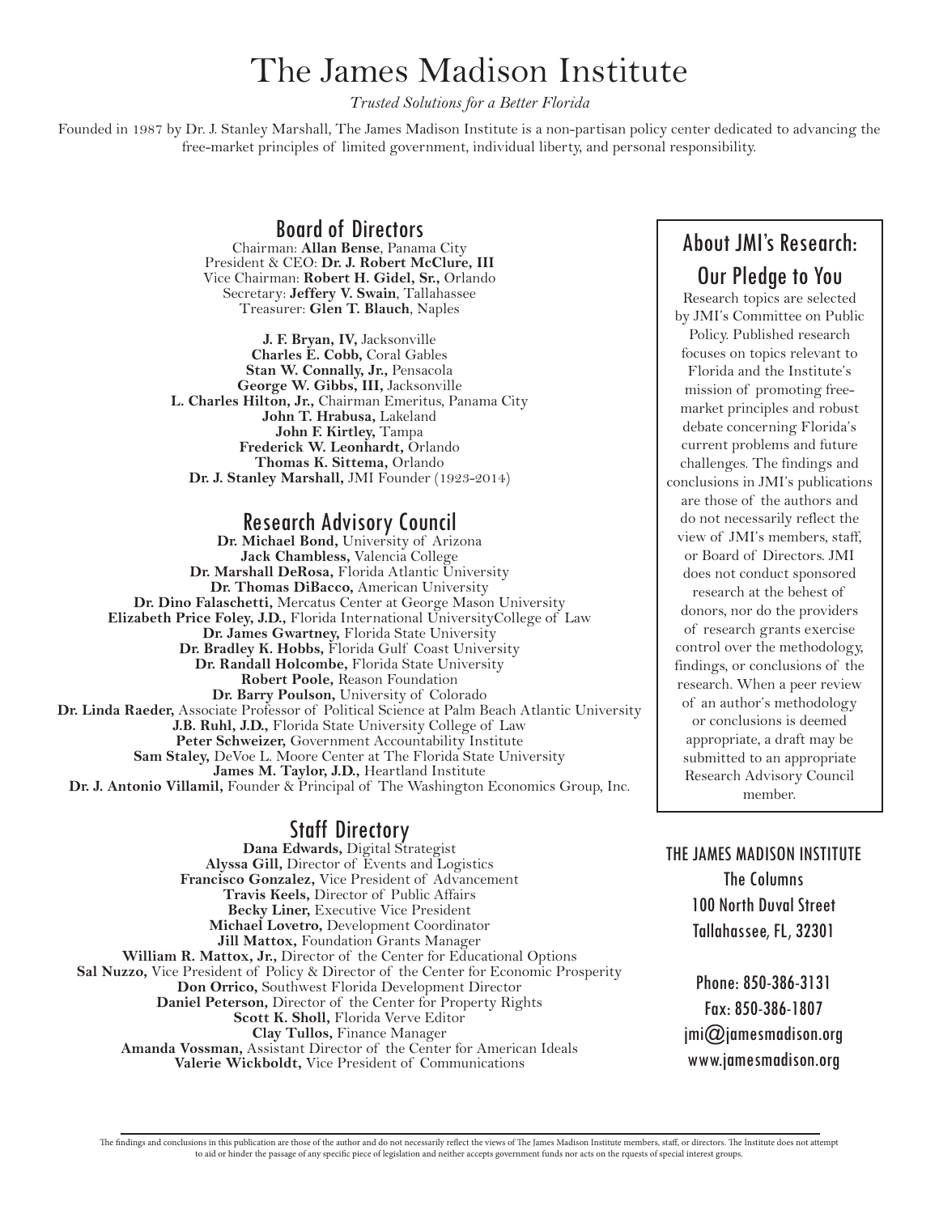# The James Madison Institute

*Trusted Solutions for a Better Florida*

Founded in 1987 by Dr. J. Stanley Marshall, The James Madison Institute is a non-partisan policy center dedicated to advancing the free-market principles of limited government, individual liberty, and personal responsibility.

## Board of Directors

Chairman: **Allan Bense**, Panama City
President & CEO: **Dr. J. Robert McClure, III**
Vice Chairman: **Robert H. Gidel, Sr.,** Orlando
Secretary: **Jeffery V. Swain**, Tallahassee
Treasurer: **Glen T. Blauch**, Naples

**J. F. Bryan, IV,** Jacksonville
**Charles E. Cobb,** Coral Gables
**Stan W. Connally, Jr.,** Pensacola
**George W. Gibbs, III,** Jacksonville
**L. Charles Hilton, Jr.,** Chairman Emeritus, Panama City
**John T. Hrabusa,** Lakeland
**John F. Kirtley,** Tampa
**Frederick W. Leonhardt,** Orlando
**Thomas K. Sittema,** Orlando
**Dr. J. Stanley Marshall,** JMI Founder (1923-2014)

## Research Advisory Council

**Dr. Michael Bond,** University of Arizona
**Jack Chambless,** Valencia College
**Dr. Marshall DeRosa,** Florida Atlantic University
**Dr. Thomas DiBacco,** American University
**Dr. Dino Falaschetti,** Mercatus Center at George Mason University
**Elizabeth Price Foley, J.D.,** Florida International UniversityCollege of Law
**Dr. James Gwartney,** Florida State University
**Dr. Bradley K. Hobbs,** Florida Gulf Coast University
**Dr. Randall Holcombe,** Florida State University
**Robert Poole,** Reason Foundation
**Dr. Barry Poulson,** University of Colorado
**Dr. Linda Raeder,** Associate Professor of Political Science at Palm Beach Atlantic University
**J.B. Ruhl, J.D.,** Florida State University College of Law
**Peter Schweizer,** Government Accountability Institute
**Sam Staley,** DeVoe L. Moore Center at The Florida State University
**James M. Taylor, J.D.,** Heartland Institute
**Dr. J. Antonio Villamil,** Founder & Principal of The Washington Economics Group, Inc.

## Staff Directory

**Dana Edwards,** Digital Strategist
**Alyssa Gill,** Director of Events and Logistics
**Francisco Gonzalez,** Vice President of Advancement
**Travis Keels,** Director of Public Affairs
**Becky Liner,** Executive Vice President
**Michael Lovetro,** Development Coordinator
**Jill Mattox,** Foundation Grants Manager
**William R. Mattox, Jr.,** Director of the Center for Educational Options
**Sal Nuzzo,** Vice President of Policy & Director of the Center for Economic Prosperity
**Don Orrico,** Southwest Florida Development Director
**Daniel Peterson,** Director of the Center for Property Rights
**Scott K. Sholl,** Florida Verve Editor
**Clay Tullos,** Finance Manager
**Amanda Vossman,** Assistant Director of the Center for American Ideals
**Valerie Wickboldt,** Vice President of Communications

## About JMI's Research: Our Pledge to You

Research topics are selected by JMI's Committee on Public Policy. Published research focuses on topics relevant to Florida and the Institute's mission of promoting free-market principles and robust debate concerning Florida's current problems and future challenges. The findings and conclusions in JMI's publications are those of the authors and do not necessarily reflect the view of JMI's members, staff, or Board of Directors. JMI does not conduct sponsored research at the behest of donors, nor do the providers of research grants exercise control over the methodology, findings, or conclusions of the research. When a peer review of an author's methodology or conclusions is deemed appropriate, a draft may be submitted to an appropriate Research Advisory Council member.

THE JAMES MADISON INSTITUTE
The Columns
100 North Duval Street
Tallahassee, FL, 32301

Phone: 850-386-3131
Fax: 850-386-1807
jmi@jamesmadison.org
www.jamesmadison.org

The findings and conclusions in this publication are those of the author and do not necessarily reflect the views of The James Madison Institute members, staff, or directors. The Institute does not attempt to aid or hinder the passage of any specific piece of legislation and neither accepts government funds nor acts on the rquests of special interest groups.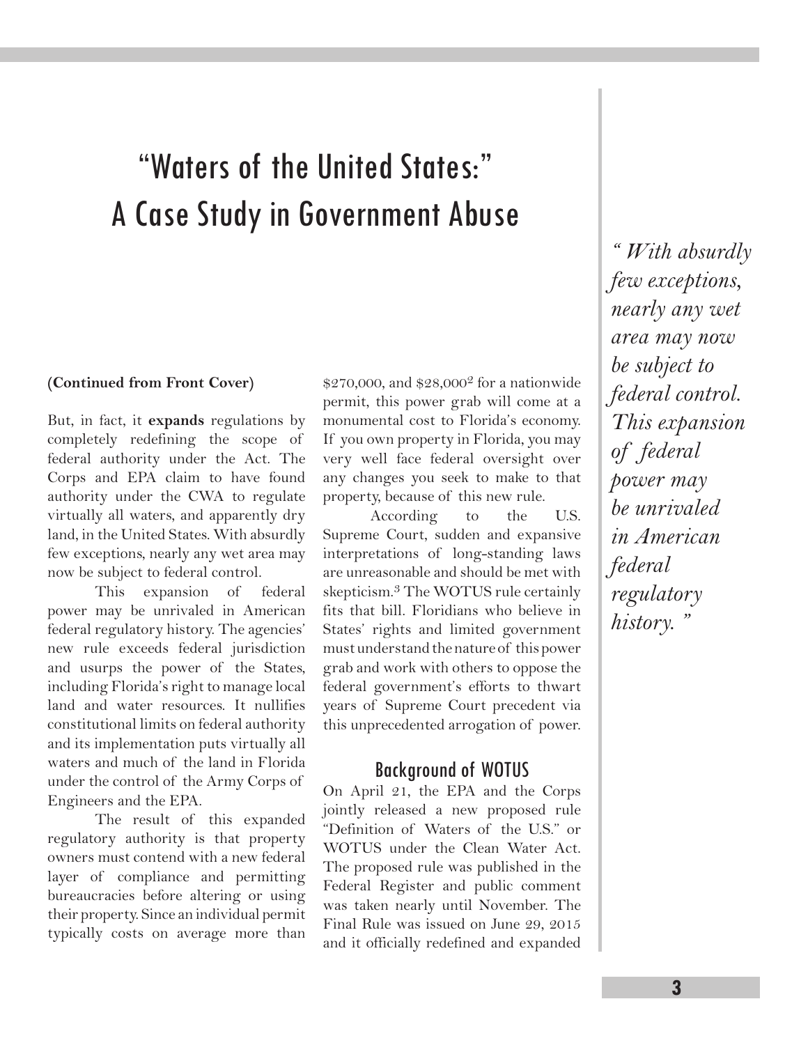# "Waters of the United States:" A Case Study in Government Abuse

**(Continued from Front Cover)**

But, in fact, it **expands** regulations by completely redefining the scope of federal authority under the Act. The Corps and EPA claim to have found authority under the CWA to regulate virtually all waters, and apparently dry land, in the United States. With absurdly few exceptions, nearly any wet area may now be subject to federal control.

This expansion of federal power may be unrivaled in American federal regulatory history. The agencies' new rule exceeds federal jurisdiction and usurps the power of the States, including Florida's right to manage local land and water resources. It nullifies constitutional limits on federal authority and its implementation puts virtually all waters and much of the land in Florida under the control of the Army Corps of Engineers and the EPA.

The result of this expanded regulatory authority is that property owners must contend with a new federal layer of compliance and permitting bureaucracies before altering or using their property. Since an individual permit typically costs on average more than $270,000, and $28,000[2] for a nationwide permit, this power grab will come at a monumental cost to Florida's economy. If you own property in Florida, you may very well face federal oversight over any changes you seek to make to that property, because of this new rule.

According to the U.S. Supreme Court, sudden and expansive interpretations of long-standing laws are unreasonable and should be met with skepticism.[3] The WOTUS rule certainly fits that bill. Floridians who believe in States' rights and limited government must understand the nature of this power grab and work with others to oppose the federal government's efforts to thwart years of Supreme Court precedent via this unprecedented arrogation of power.

## Background of WOTUS

On April 21, the EPA and the Corps jointly released a new proposed rule "Definition of Waters of the U.S." or WOTUS under the Clean Water Act. The proposed rule was published in the Federal Register and public comment was taken nearly until November. The Final Rule was issued on June 29, 2015 and it officially redefined and expanded

*"With absurdly few exceptions, nearly any wet area may now be subject to federal control. This expansion of federal power may be unrivaled in American federal regulatory history."*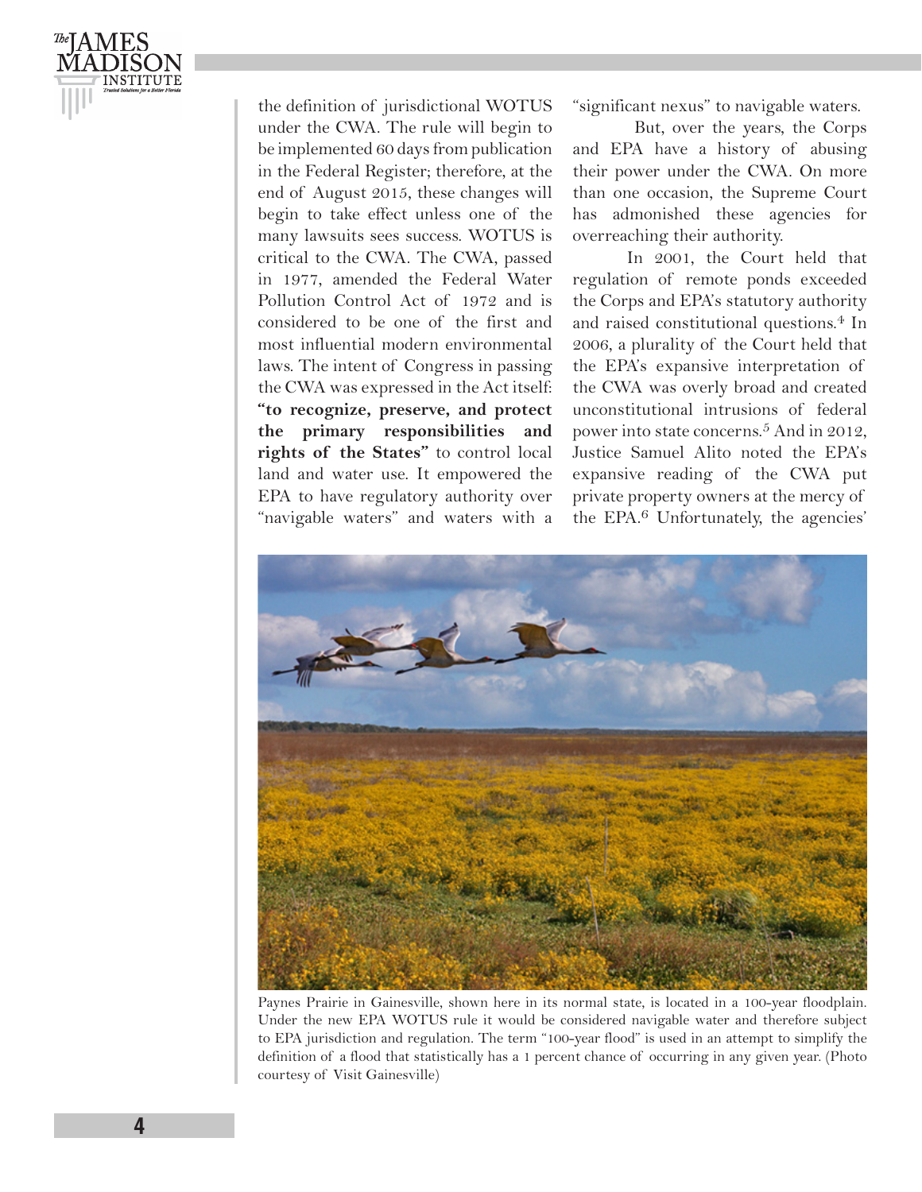the definition of jurisdictional WOTUS under the CWA. The rule will begin to be implemented 60 days from publication in the Federal Register; therefore, at the end of August 2015, these changes will begin to take effect unless one of the many lawsuits sees success. WOTUS is critical to the CWA. The CWA, passed in 1977, amended the Federal Water Pollution Control Act of 1972 and is considered to be one of the first and most influential modern environmental laws. The intent of Congress in passing the CWA was expressed in the Act itself: **"to recognize, preserve, and protect the primary responsibilities and rights of the States"** to control local land and water use. It empowered the EPA to have regulatory authority over "navigable waters" and waters with a "significant nexus" to navigable waters.

But, over the years, the Corps and EPA have a history of abusing their power under the CWA. On more than one occasion, the Supreme Court has admonished these agencies for overreaching their authority.

In 2001, the Court held that regulation of remote ponds exceeded the Corps and EPA's statutory authority and raised constitutional questions.[4] In 2006, a plurality of the Court held that the EPA's expansive interpretation of the CWA was overly broad and created unconstitutional intrusions of federal power into state concerns.[5] And in 2012, Justice Samuel Alito noted the EPA's expansive reading of the CWA put private property owners at the mercy of the EPA.[6] Unfortunately, the agencies'

Paynes Prairie in Gainesville, shown here in its normal state, is located in a 100-year floodplain. Under the new EPA WOTUS rule it would be considered navigable water and therefore subject to EPA jurisdiction and regulation. The term "100-year flood" is used in an attempt to simplify the definition of a flood that statistically has a 1 percent chance of occurring in any given year. (Photo courtesy of Visit Gainesville)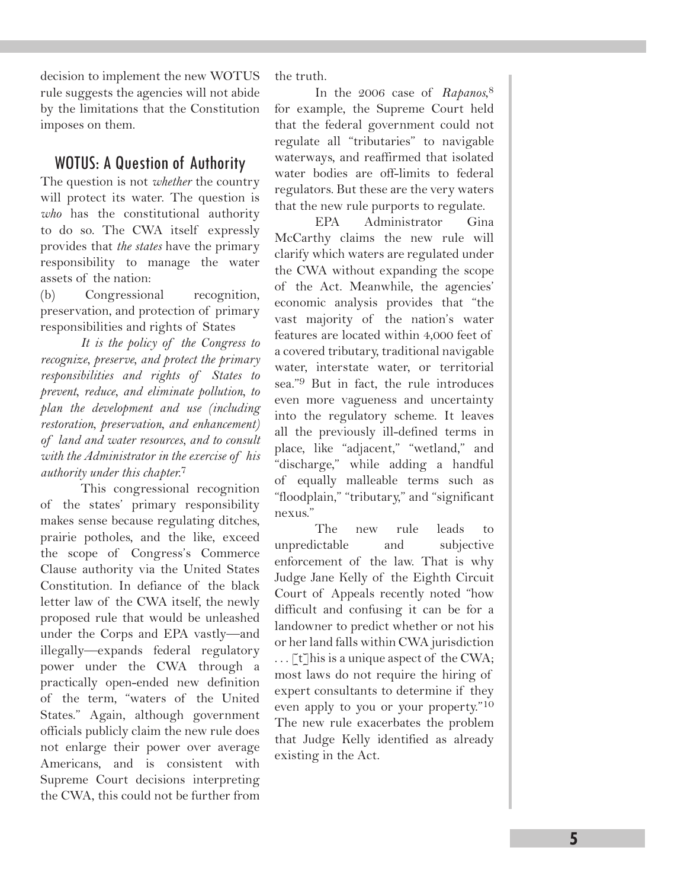decision to implement the new WOTUS rule suggests the agencies will not abide by the limitations that the Constitution imposes on them.

## WOTUS: A Question of Authority

The question is not *whether* the country will protect its water. The question is *who* has the constitutional authority to do so. The CWA itself expressly provides that *the states* have the primary responsibility to manage the water assets of the nation:

(b) Congressional recognition, preservation, and protection of primary responsibilities and rights of States

> *It is the policy of the Congress to recognize, preserve, and protect the primary responsibilities and rights of States to prevent, reduce, and eliminate pollution, to plan the development and use (including restoration, preservation, and enhancement) of land and water resources, and to consult with the Administrator in the exercise of his authority under this chapter.*[7]

This congressional recognition of the states' primary responsibility makes sense because regulating ditches, prairie potholes, and the like, exceed the scope of Congress's Commerce Clause authority via the United States Constitution. In defiance of the black letter law of the CWA itself, the newly proposed rule that would be unleashed under the Corps and EPA vastly—and illegally—expands federal regulatory power under the CWA through a practically open-ended new definition of the term, "waters of the United States." Again, although government officials publicly claim the new rule does not enlarge their power over average Americans, and is consistent with Supreme Court decisions interpreting the CWA, this could not be further from the truth.

In the 2006 case of *Rapanos*,[8] for example, the Supreme Court held that the federal government could not regulate all "tributaries" to navigable waterways, and reaffirmed that isolated water bodies are off-limits to federal regulators. But these are the very waters that the new rule purports to regulate.

EPA Administrator Gina McCarthy claims the new rule will clarify which waters are regulated under the CWA without expanding the scope of the Act. Meanwhile, the agencies' economic analysis provides that "the vast majority of the nation's water features are located within 4,000 feet of a covered tributary, traditional navigable water, interstate water, or territorial sea."[9] But in fact, the rule introduces even more vagueness and uncertainty into the regulatory scheme. It leaves all the previously ill-defined terms in place, like "adjacent," "wetland," and "discharge," while adding a handful of equally malleable terms such as "floodplain," "tributary," and "significant nexus."

The new rule leads to unpredictable and subjective enforcement of the law. That is why Judge Jane Kelly of the Eighth Circuit Court of Appeals recently noted "how difficult and confusing it can be for a landowner to predict whether or not his or her land falls within CWA jurisdiction . . . [t]his is a unique aspect of the CWA; most laws do not require the hiring of expert consultants to determine if they even apply to you or your property."[10] The new rule exacerbates the problem that Judge Kelly identified as already existing in the Act.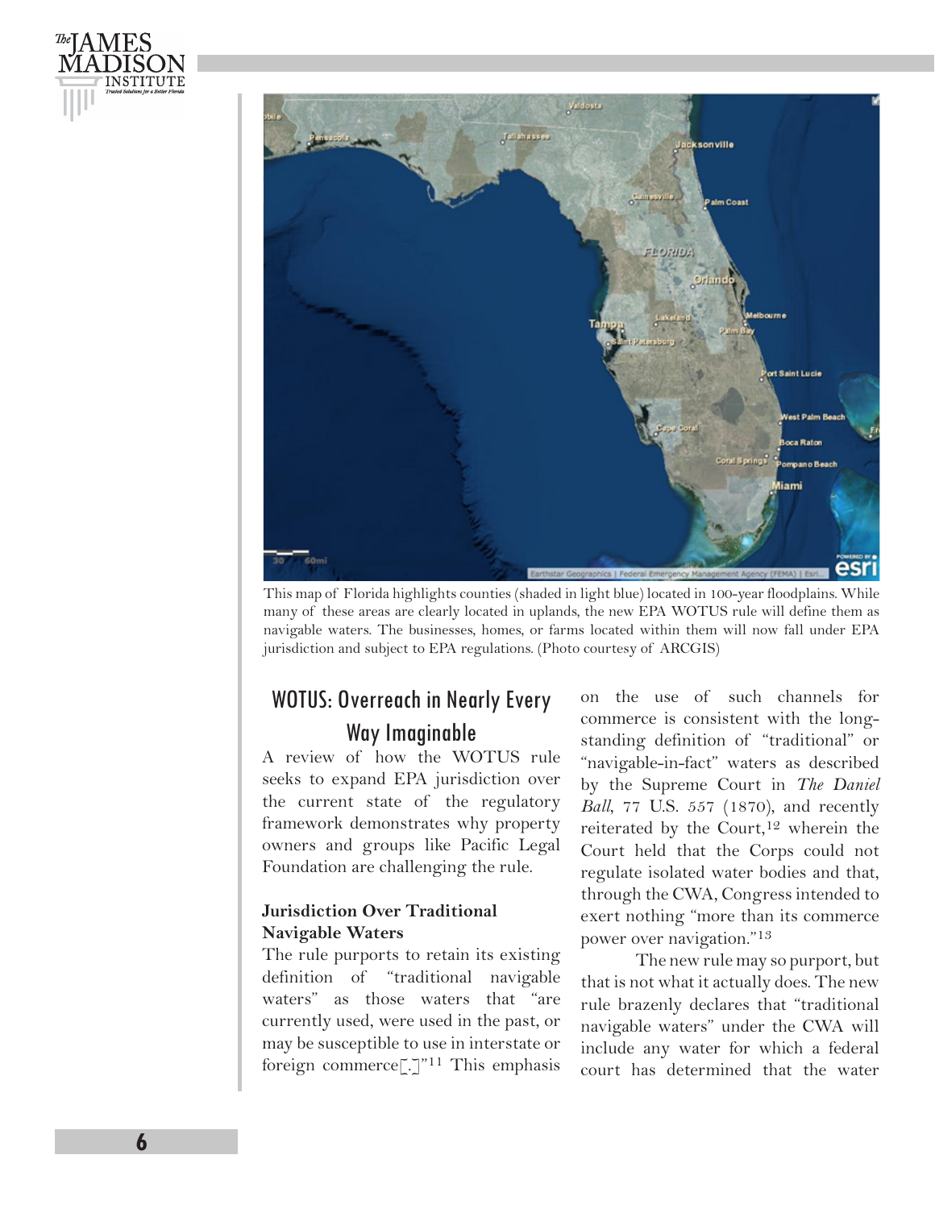This map of Florida highlights counties (shaded in light blue) located in 100-year floodplains. While many of these areas are clearly located in uplands, the new EPA WOTUS rule will define them as navigable waters. The businesses, homes, or farms located within them will now fall under EPA jurisdiction and subject to EPA regulations. (Photo courtesy of ARCGIS)

## WOTUS: Overreach in Nearly Every Way Imaginable

A review of how the WOTUS rule seeks to expand EPA jurisdiction over the current state of the regulatory framework demonstrates why property owners and groups like Pacific Legal Foundation are challenging the rule.

### Jurisdiction Over Traditional Navigable Waters

The rule purports to retain its existing definition of "traditional navigable waters" as those waters that "are currently used, were used in the past, or may be susceptible to use in interstate or foreign commerce[.]"[11] This emphasis on the use of such channels for commerce is consistent with the long-standing definition of "traditional" or "navigable-in-fact" waters as described by the Supreme Court in *The Daniel Ball*, 77 U.S. 557 (1870), and recently reiterated by the Court,[12] wherein the Court held that the Corps could not regulate isolated water bodies and that, through the CWA, Congress intended to exert nothing "more than its commerce power over navigation."[13]

The new rule may so purport, but that is not what it actually does. The new rule brazenly declares that "traditional navigable waters" under the CWA will include any water for which a federal court has determined that the water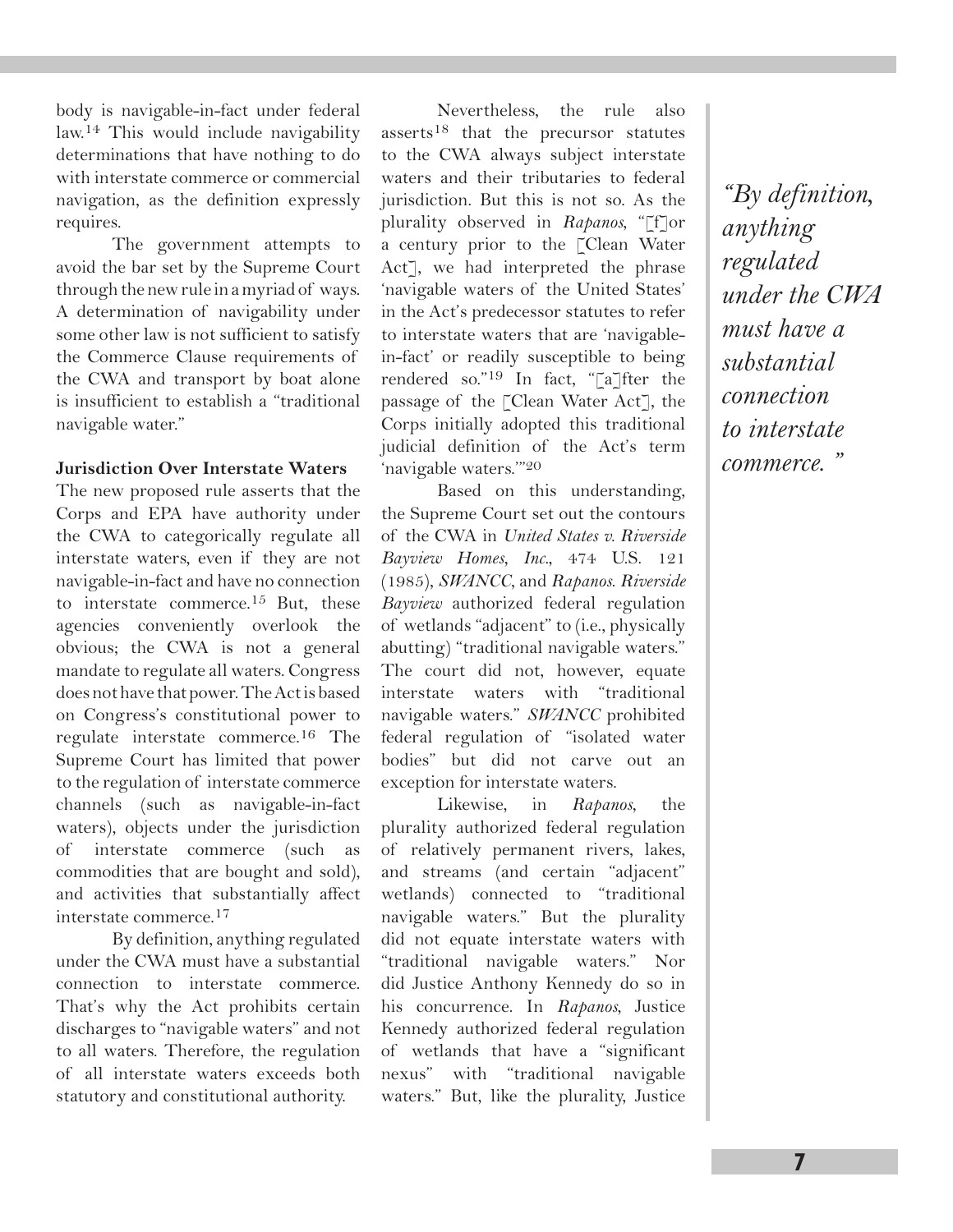body is navigable-in-fact under federal law.[14] This would include navigability determinations that have nothing to do with interstate commerce or commercial navigation, as the definition expressly requires.

The government attempts to avoid the bar set by the Supreme Court through the new rule in a myriad of ways. A determination of navigability under some other law is not sufficient to satisfy the Commerce Clause requirements of the CWA and transport by boat alone is insufficient to establish a "traditional navigable water."

**Jurisdiction Over Interstate Waters**

The new proposed rule asserts that the Corps and EPA have authority under the CWA to categorically regulate all interstate waters, even if they are not navigable-in-fact and have no connection to interstate commerce.[15] But, these agencies conveniently overlook the obvious; the CWA is not a general mandate to regulate all waters. Congress does not have that power. The Act is based on Congress's constitutional power to regulate interstate commerce.[16] The Supreme Court has limited that power to the regulation of interstate commerce channels (such as navigable-in-fact waters), objects under the jurisdiction of interstate commerce (such as commodities that are bought and sold), and activities that substantially affect interstate commerce.[17]

By definition, anything regulated under the CWA must have a substantial connection to interstate commerce. That's why the Act prohibits certain discharges to "navigable waters" and not to all waters. Therefore, the regulation of all interstate waters exceeds both statutory and constitutional authority.

Nevertheless, the rule also asserts[18] that the precursor statutes to the CWA always subject interstate waters and their tributaries to federal jurisdiction. But this is not so. As the plurality observed in *Rapanos*, "[f]or a century prior to the [Clean Water Act], we had interpreted the phrase 'navigable waters of the United States' in the Act's predecessor statutes to refer to interstate waters that are 'navigable-in-fact' or readily susceptible to being rendered so."[19] In fact, "[a]fter the passage of the [Clean Water Act], the Corps initially adopted this traditional judicial definition of the Act's term 'navigable waters.'"[20]

Based on this understanding, the Supreme Court set out the contours of the CWA in *United States v. Riverside Bayview Homes, Inc.*, 474 U.S. 121 (1985), *SWANCC*, and *Rapanos*. *Riverside Bayview* authorized federal regulation of wetlands "adjacent" to (i.e., physically abutting) "traditional navigable waters." The court did not, however, equate interstate waters with "traditional navigable waters." *SWANCC* prohibited federal regulation of "isolated water bodies" but did not carve out an exception for interstate waters.

Likewise, in *Rapanos*, the plurality authorized federal regulation of relatively permanent rivers, lakes, and streams (and certain "adjacent" wetlands) connected to "traditional navigable waters." But the plurality did not equate interstate waters with "traditional navigable waters." Nor did Justice Anthony Kennedy do so in his concurrence. In *Rapanos*, Justice Kennedy authorized federal regulation of wetlands that have a "significant nexus" with "traditional navigable waters." But, like the plurality, Justice

> *"By definition, anything regulated under the CWA must have a substantial connection to interstate commerce."*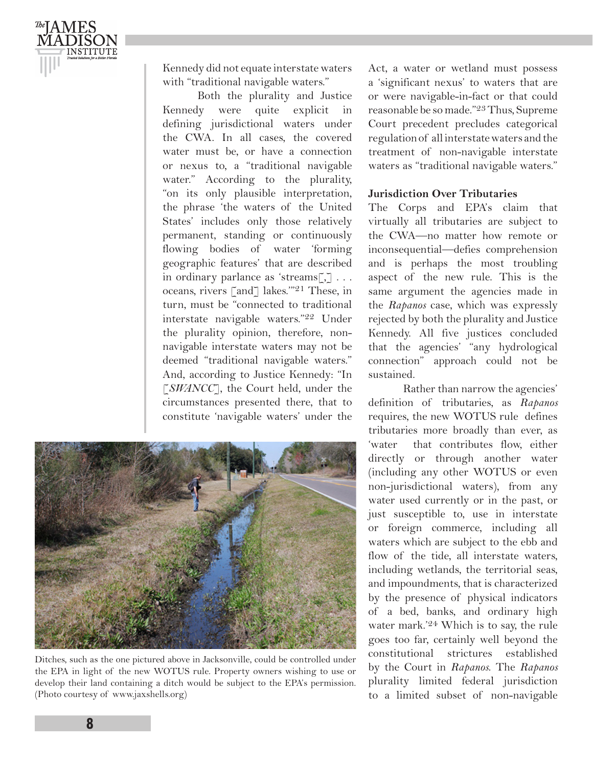Kennedy did not equate interstate waters with "traditional navigable waters."

Both the plurality and Justice Kennedy were quite explicit in defining jurisdictional waters under the CWA. In all cases, the covered water must be, or have a connection or nexus to, a "traditional navigable water." According to the plurality, "on its only plausible interpretation, the phrase 'the waters of the United States' includes only those relatively permanent, standing or continuously flowing bodies of water 'forming geographic features' that are described in ordinary parlance as 'streams[,] . . . oceans, rivers [and] lakes.'"[21] These, in turn, must be "connected to traditional interstate navigable waters."[22] Under the plurality opinion, therefore, non-navigable interstate waters may not be deemed "traditional navigable waters." And, according to Justice Kennedy: "In [*SWANCC*], the Court held, under the circumstances presented there, that to constitute 'navigable waters' under the Act, a water or wetland must possess a 'significant nexus' to waters that are or were navigable-in-fact or that could reasonable be so made."[23] Thus, Supreme Court precedent precludes categorical regulation of all interstate waters and the treatment of non-navigable interstate waters as "traditional navigable waters."

Ditches, such as the one pictured above in Jacksonville, could be controlled under the EPA in light of the new WOTUS rule. Property owners wishing to use or develop their land containing a ditch would be subject to the EPA's permission. (Photo courtesy of www.jaxshells.org)

**Jurisdiction Over Tributaries**

The Corps and EPA's claim that virtually all tributaries are subject to the CWA—no matter how remote or inconsequential—defies comprehension and is perhaps the most troubling aspect of the new rule. This is the same argument the agencies made in the *Rapanos* case, which was expressly rejected by both the plurality and Justice Kennedy. All five justices concluded that the agencies' "any hydrological connection" approach could not be sustained.

Rather than narrow the agencies' definition of tributaries, as *Rapanos* requires, the new WOTUS rule defines tributaries more broadly than ever, as 'water that contributes flow, either directly or through another water (including any other WOTUS or even non-jurisdictional waters), from any water used currently or in the past, or just susceptible to, use in interstate or foreign commerce, including all waters which are subject to the ebb and flow of the tide, all interstate waters, including wetlands, the territorial seas, and impoundments, that is characterized by the presence of physical indicators of a bed, banks, and ordinary high water mark.'[24] Which is to say, the rule goes too far, certainly well beyond the constitutional strictures established by the Court in *Rapanos.* The *Rapanos* plurality limited federal jurisdiction to a limited subset of non-navigable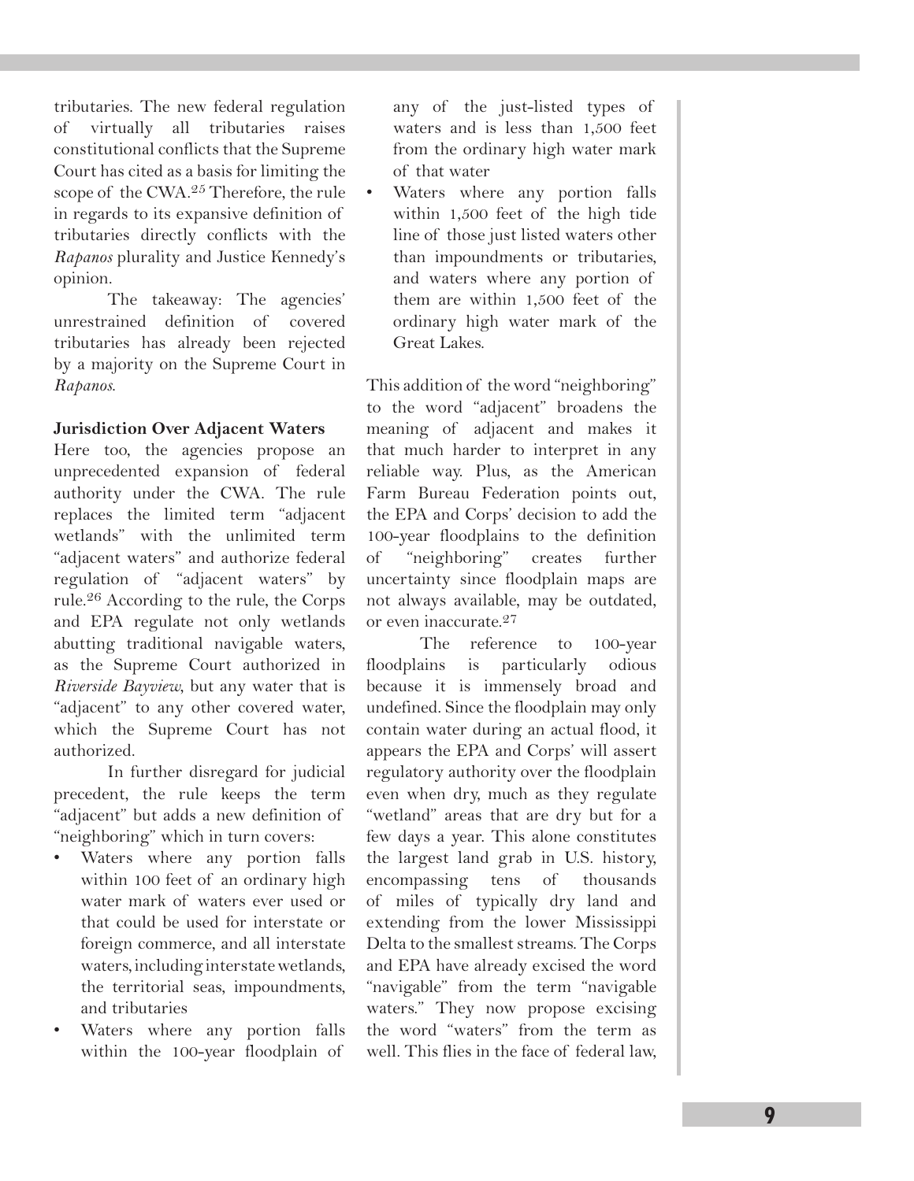tributaries. The new federal regulation of virtually all tributaries raises constitutional conflicts that the Supreme Court has cited as a basis for limiting the scope of the CWA.[25] Therefore, the rule in regards to its expansive definition of tributaries directly conflicts with the *Rapanos* plurality and Justice Kennedy's opinion.

The takeaway: The agencies' unrestrained definition of covered tributaries has already been rejected by a majority on the Supreme Court in *Rapanos*.

**Jurisdiction Over Adjacent Waters**

Here too, the agencies propose an unprecedented expansion of federal authority under the CWA. The rule replaces the limited term "adjacent wetlands" with the unlimited term "adjacent waters" and authorize federal regulation of "adjacent waters" by rule.[26] According to the rule, the Corps and EPA regulate not only wetlands abutting traditional navigable waters, as the Supreme Court authorized in *Riverside Bayview*, but any water that is "adjacent" to any other covered water, which the Supreme Court has not authorized.

In further disregard for judicial precedent, the rule keeps the term "adjacent" but adds a new definition of "neighboring" which in turn covers:

- Waters where any portion falls within 100 feet of an ordinary high water mark of waters ever used or that could be used for interstate or foreign commerce, and all interstate waters, including interstate wetlands, the territorial seas, impoundments, and tributaries
- Waters where any portion falls within the 100-year floodplain of any of the just-listed types of waters and is less than 1,500 feet from the ordinary high water mark of that water
- Waters where any portion falls within 1,500 feet of the high tide line of those just listed waters other than impoundments or tributaries, and waters where any portion of them are within 1,500 feet of the ordinary high water mark of the Great Lakes.

This addition of the word "neighboring" to the word "adjacent" broadens the meaning of adjacent and makes it that much harder to interpret in any reliable way. Plus, as the American Farm Bureau Federation points out, the EPA and Corps' decision to add the 100-year floodplains to the definition of "neighboring" creates further uncertainty since floodplain maps are not always available, may be outdated, or even inaccurate.[27]

The reference to 100-year floodplains is particularly odious because it is immensely broad and undefined. Since the floodplain may only contain water during an actual flood, it appears the EPA and Corps' will assert regulatory authority over the floodplain even when dry, much as they regulate "wetland" areas that are dry but for a few days a year. This alone constitutes the largest land grab in U.S. history, encompassing tens of thousands of miles of typically dry land and extending from the lower Mississippi Delta to the smallest streams. The Corps and EPA have already excised the word "navigable" from the term "navigable waters." They now propose excising the word "waters" from the term as well. This flies in the face of federal law,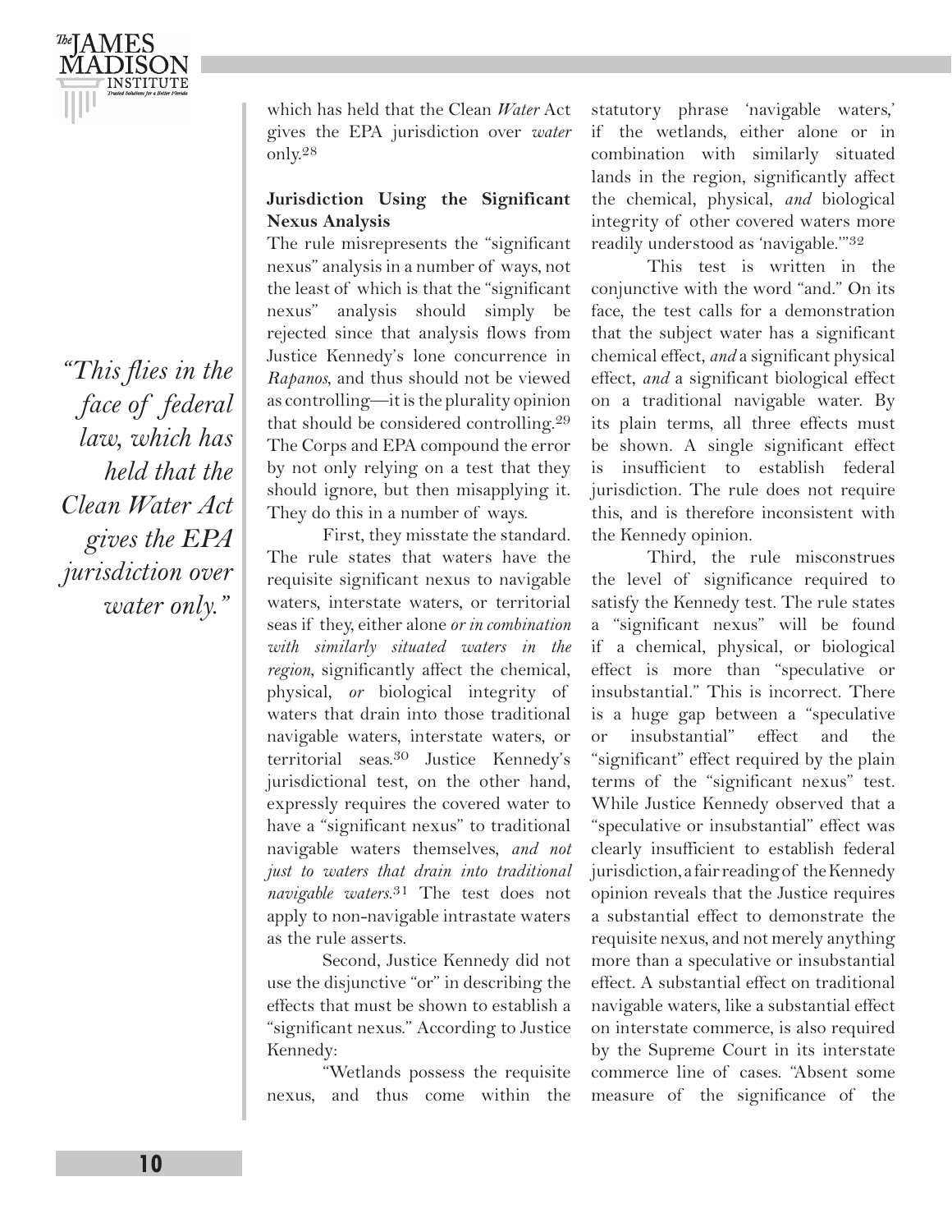which has held that the Clean *Water* Act gives the EPA jurisdiction over *water* only.[28]

*"This flies in the face of federal law, which has held that the Clean Water Act gives the EPA jurisdiction over water only."*

**Jurisdiction Using the Significant Nexus Analysis**

The rule misrepresents the "significant nexus" analysis in a number of ways, not the least of which is that the "significant nexus" analysis should simply be rejected since that analysis flows from Justice Kennedy's lone concurrence in *Rapanos*, and thus should not be viewed as controlling—it is the plurality opinion that should be considered controlling.[29] The Corps and EPA compound the error by not only relying on a test that they should ignore, but then misapplying it. They do this in a number of ways.

First, they misstate the standard. The rule states that waters have the requisite significant nexus to navigable waters, interstate waters, or territorial seas if they, either alone *or in combination with similarly situated waters in the region*, significantly affect the chemical, physical, *or* biological integrity of waters that drain into those traditional navigable waters, interstate waters, or territorial seas.[30] Justice Kennedy's jurisdictional test, on the other hand, expressly requires the covered water to have a "significant nexus" to traditional navigable waters themselves, *and not just to waters that drain into traditional navigable waters.*[31] The test does not apply to non-navigable intrastate waters as the rule asserts.

Second, Justice Kennedy did not use the disjunctive "or" in describing the effects that must be shown to establish a "significant nexus." According to Justice Kennedy:

"Wetlands possess the requisite nexus, and thus come within the statutory phrase 'navigable waters,' if the wetlands, either alone or in combination with similarly situated lands in the region, significantly affect the chemical, physical, *and* biological integrity of other covered waters more readily understood as 'navigable.'"[32]

This test is written in the conjunctive with the word "and." On its face, the test calls for a demonstration that the subject water has a significant chemical effect, *and* a significant physical effect, *and* a significant biological effect on a traditional navigable water. By its plain terms, all three effects must be shown. A single significant effect is insufficient to establish federal jurisdiction. The rule does not require this, and is therefore inconsistent with the Kennedy opinion.

Third, the rule misconstrues the level of significance required to satisfy the Kennedy test. The rule states a "significant nexus" will be found if a chemical, physical, or biological effect is more than "speculative or insubstantial." This is incorrect. There is a huge gap between a "speculative or insubstantial" effect and the "significant" effect required by the plain terms of the "significant nexus" test. While Justice Kennedy observed that a "speculative or insubstantial" effect was clearly insufficient to establish federal jurisdiction, a fair reading of the Kennedy opinion reveals that the Justice requires a substantial effect to demonstrate the requisite nexus, and not merely anything more than a speculative or insubstantial effect. A substantial effect on traditional navigable waters, like a substantial effect on interstate commerce, is also required by the Supreme Court in its interstate commerce line of cases. "Absent some measure of the significance of the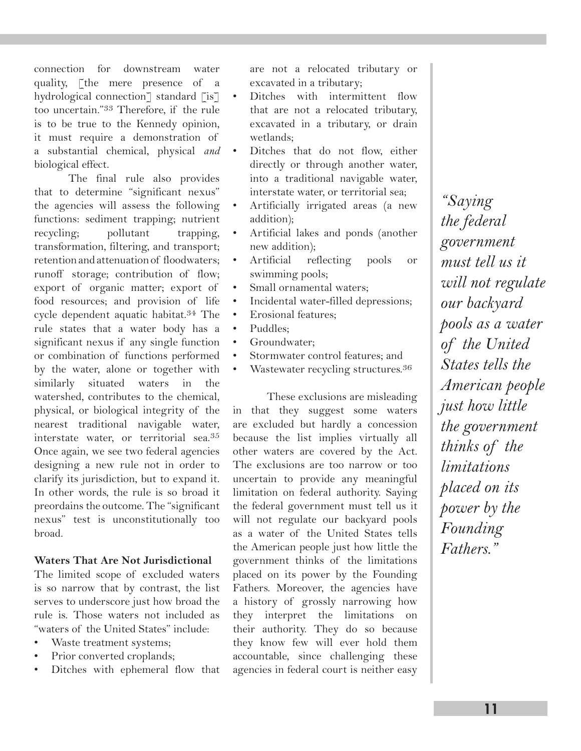connection for downstream water quality, [the mere presence of a hydrological connection] standard [is] too uncertain."[33] Therefore, if the rule is to be true to the Kennedy opinion, it must require a demonstration of a substantial chemical, physical *and* biological effect.

The final rule also provides that to determine "significant nexus" the agencies will assess the following functions: sediment trapping; nutrient recycling; pollutant trapping, transformation, filtering, and transport; retention and attenuation of floodwaters; runoff storage; contribution of flow; export of organic matter; export of food resources; and provision of life cycle dependent aquatic habitat.[34] The rule states that a water body has a significant nexus if any single function or combination of functions performed by the water, alone or together with similarly situated waters in the watershed, contributes to the chemical, physical, or biological integrity of the nearest traditional navigable water, interstate water, or territorial sea.[35] Once again, we see two federal agencies designing a new rule not in order to clarify its jurisdiction, but to expand it. In other words, the rule is so broad it preordains the outcome. The "significant nexus" test is unconstitutionally too broad.

**Waters That Are Not Jurisdictional**

The limited scope of excluded waters is so narrow that by contrast, the list serves to underscore just how broad the rule is. Those waters not included as "waters of the United States" include:

- Waste treatment systems;
- Prior converted croplands;
- Ditches with ephemeral flow that are not a relocated tributary or excavated in a tributary;
- Ditches with intermittent flow that are not a relocated tributary, excavated in a tributary, or drain wetlands;
- Ditches that do not flow, either directly or through another water, into a traditional navigable water, interstate water, or territorial sea;
- Artificially irrigated areas (a new addition);
- Artificial lakes and ponds (another new addition);
- Artificial reflecting pools or swimming pools;
- Small ornamental waters;
- Incidental water-filled depressions;
- Erosional features;
- Puddles;
- Groundwater;
- Stormwater control features; and
- Wastewater recycling structures.[36]

These exclusions are misleading in that they suggest some waters are excluded but hardly a concession because the list implies virtually all other waters are covered by the Act. The exclusions are too narrow or too uncertain to provide any meaningful limitation on federal authority. Saying the federal government must tell us it will not regulate our backyard pools as a water of the United States tells the American people just how little the government thinks of the limitations placed on its power by the Founding Fathers. Moreover, the agencies have a history of grossly narrowing how they interpret the limitations on their authority. They do so because they know few will ever hold them accountable, since challenging these agencies in federal court is neither easy

*"Saying the federal government must tell us it will not regulate our backyard pools as a water of the United States tells the American people just how little the government thinks of the limitations placed on its power by the Founding Fathers."*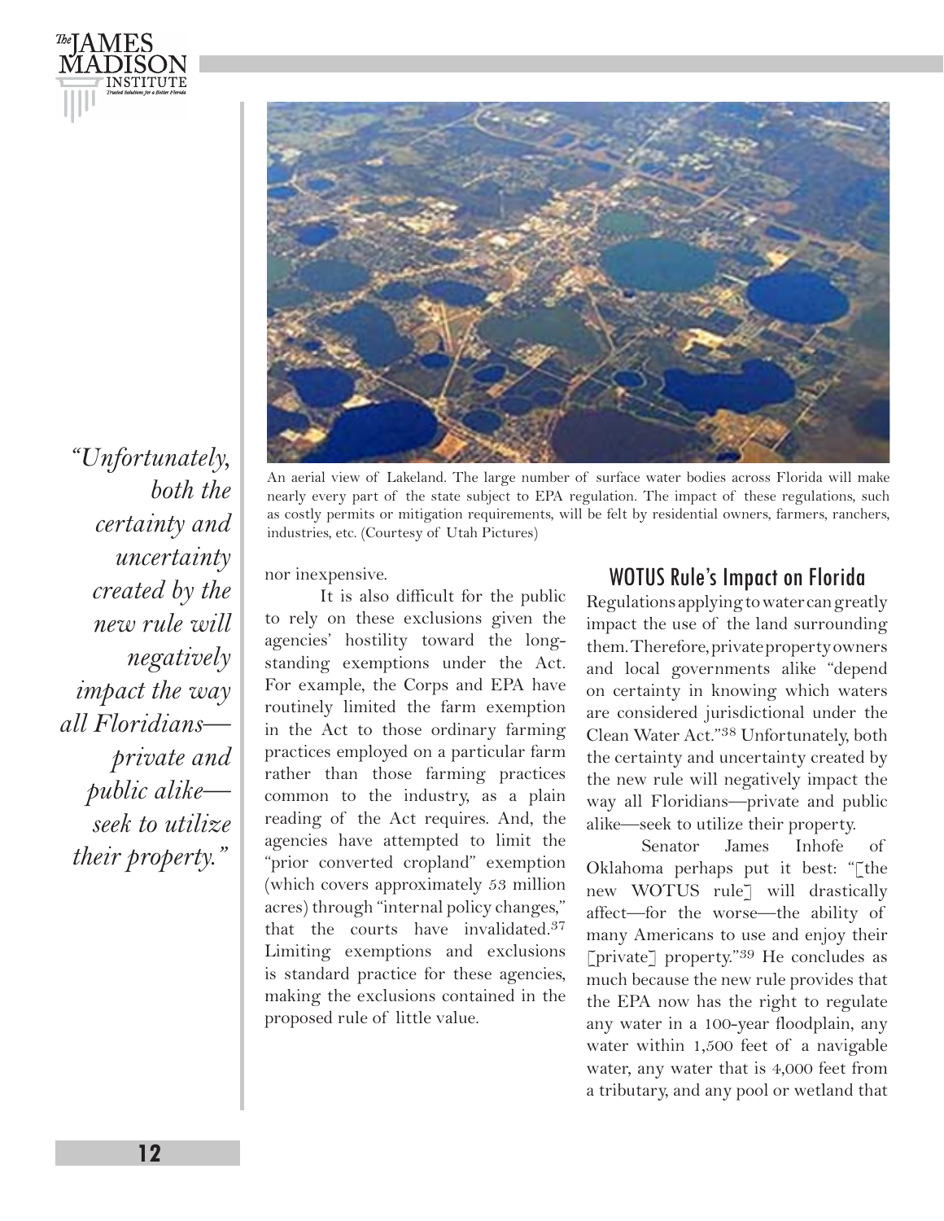*"Unfortunately, both the certainty and uncertainty created by the new rule will negatively impact the way all Floridians—private and public alike—seek to utilize their property."*

An aerial view of Lakeland. The large number of surface water bodies across Florida will make nearly every part of the state subject to EPA regulation. The impact of these regulations, such as costly permits or mitigation requirements, will be felt by residential owners, farmers, ranchers, industries, etc. (Courtesy of Utah Pictures)

nor inexpensive.

It is also difficult for the public to rely on these exclusions given the agencies' hostility toward the long-standing exemptions under the Act. For example, the Corps and EPA have routinely limited the farm exemption in the Act to those ordinary farming practices employed on a particular farm rather than those farming practices common to the industry, as a plain reading of the Act requires. And, the agencies have attempted to limit the "prior converted cropland" exemption (which covers approximately 53 million acres) through "internal policy changes," that the courts have invalidated.[37] Limiting exemptions and exclusions is standard practice for these agencies, making the exclusions contained in the proposed rule of little value.

## WOTUS Rule's Impact on Florida

Regulations applying to water can greatly impact the use of the land surrounding them. Therefore, private property owners and local governments alike "depend on certainty in knowing which waters are considered jurisdictional under the Clean Water Act."[38] Unfortunately, both the certainty and uncertainty created by the new rule will negatively impact the way all Floridians—private and public alike—seek to utilize their property.

Senator James Inhofe of Oklahoma perhaps put it best: "[the new WOTUS rule] will drastically affect—for the worse—the ability of many Americans to use and enjoy their [private] property."[39] He concludes as much because the new rule provides that the EPA now has the right to regulate any water in a 100-year floodplain, any water within 1,500 feet of a navigable water, any water that is 4,000 feet from a tributary, and any pool or wetland that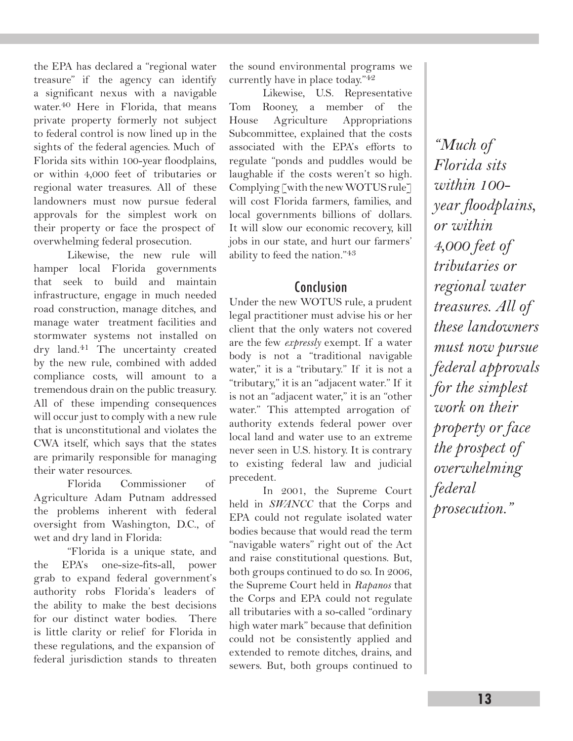the EPA has declared a "regional water treasure" if the agency can identify a significant nexus with a navigable water.[40] Here in Florida, that means private property formerly not subject to federal control is now lined up in the sights of the federal agencies. Much of Florida sits within 100-year floodplains, or within 4,000 feet of tributaries or regional water treasures. All of these landowners must now pursue federal approvals for the simplest work on their property or face the prospect of overwhelming federal prosecution.

Likewise, the new rule will hamper local Florida governments that seek to build and maintain infrastructure, engage in much needed road construction, manage ditches, and manage water treatment facilities and stormwater systems not installed on dry land.[41] The uncertainty created by the new rule, combined with added compliance costs, will amount to a tremendous drain on the public treasury. All of these impending consequences will occur just to comply with a new rule that is unconstitutional and violates the CWA itself, which says that the states are primarily responsible for managing their water resources.

Florida Commissioner of Agriculture Adam Putnam addressed the problems inherent with federal oversight from Washington, D.C., of wet and dry land in Florida:

"Florida is a unique state, and the EPA's one-size-fits-all, power grab to expand federal government's authority robs Florida's leaders of the ability to make the best decisions for our distinct water bodies. There is little clarity or relief for Florida in these regulations, and the expansion of federal jurisdiction stands to threaten the sound environmental programs we currently have in place today."[42]

Likewise, U.S. Representative Tom Rooney, a member of the House Agriculture Appropriations Subcommittee, explained that the costs associated with the EPA's efforts to regulate "ponds and puddles would be laughable if the costs weren't so high. Complying [with the new WOTUS rule] will cost Florida farmers, families, and local governments billions of dollars. It will slow our economic recovery, kill jobs in our state, and hurt our farmers' ability to feed the nation."[43]

## Conclusion

Under the new WOTUS rule, a prudent legal practitioner must advise his or her client that the only waters not covered are the few *expressly* exempt. If a water body is not a "traditional navigable water," it is a "tributary." If it is not a "tributary," it is an "adjacent water." If it is not an "adjacent water," it is an "other water." This attempted arrogation of authority extends federal power over local land and water use to an extreme never seen in U.S. history. It is contrary to existing federal law and judicial precedent.

In 2001, the Supreme Court held in *SWANCC* that the Corps and EPA could not regulate isolated water bodies because that would read the term "navigable waters" right out of the Act and raise constitutional questions. But, both groups continued to do so. In 2006, the Supreme Court held in *Rapanos* that the Corps and EPA could not regulate all tributaries with a so-called "ordinary high water mark" because that definition could not be consistently applied and extended to remote ditches, drains, and sewers. But, both groups continued to

> *"Much of Florida sits within 100-year floodplains, or within 4,000 feet of tributaries or regional water treasures. All of these landowners must now pursue federal approvals for the simplest work on their property or face the prospect of overwhelming federal prosecution."*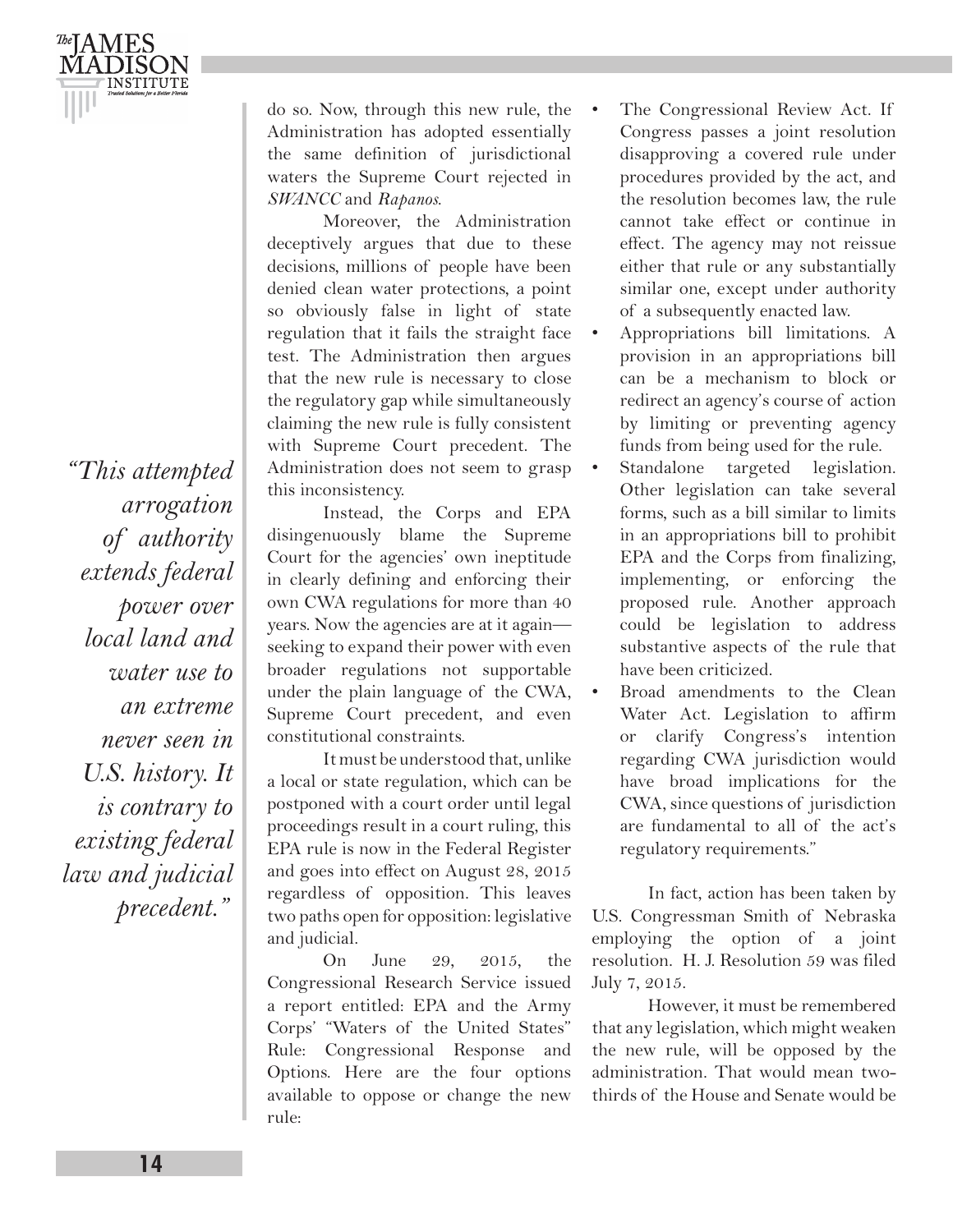do so. Now, through this new rule, the Administration has adopted essentially the same definition of jurisdictional waters the Supreme Court rejected in *SWANCC* and *Rapanos*.

Moreover, the Administration deceptively argues that due to these decisions, millions of people have been denied clean water protections, a point so obviously false in light of state regulation that it fails the straight face test. The Administration then argues that the new rule is necessary to close the regulatory gap while simultaneously claiming the new rule is fully consistent with Supreme Court precedent. The Administration does not seem to grasp this inconsistency.

Instead, the Corps and EPA disingenuously blame the Supreme Court for the agencies' own ineptitude in clearly defining and enforcing their own CWA regulations for more than 40 years. Now the agencies are at it again—seeking to expand their power with even broader regulations not supportable under the plain language of the CWA, Supreme Court precedent, and even constitutional constraints.

*"This attempted arrogation of authority extends federal power over local land and water use to an extreme never seen in U.S. history. It is contrary to existing federal law and judicial precedent."*

It must be understood that, unlike a local or state regulation, which can be postponed with a court order until legal proceedings result in a court ruling, this EPA rule is now in the Federal Register and goes into effect on August 28, 2015 regardless of opposition. This leaves two paths open for opposition: legislative and judicial.

On June 29, 2015, the Congressional Research Service issued a report entitled: EPA and the Army Corps' "Waters of the United States" Rule: Congressional Response and Options. Here are the four options available to oppose or change the new rule:

- The Congressional Review Act. If Congress passes a joint resolution disapproving a covered rule under procedures provided by the act, and the resolution becomes law, the rule cannot take effect or continue in effect. The agency may not reissue either that rule or any substantially similar one, except under authority of a subsequently enacted law.
- Appropriations bill limitations. A provision in an appropriations bill can be a mechanism to block or redirect an agency's course of action by limiting or preventing agency funds from being used for the rule.
- Standalone targeted legislation. Other legislation can take several forms, such as a bill similar to limits in an appropriations bill to prohibit EPA and the Corps from finalizing, implementing, or enforcing the proposed rule. Another approach could be legislation to address substantive aspects of the rule that have been criticized.
- Broad amendments to the Clean Water Act. Legislation to affirm or clarify Congress's intention regarding CWA jurisdiction would have broad implications for the CWA, since questions of jurisdiction are fundamental to all of the act's regulatory requirements."

In fact, action has been taken by U.S. Congressman Smith of Nebraska employing the option of a joint resolution. H. J. Resolution 59 was filed July 7, 2015.

However, it must be remembered that any legislation, which might weaken the new rule, will be opposed by the administration. That would mean two-thirds of the House and Senate would be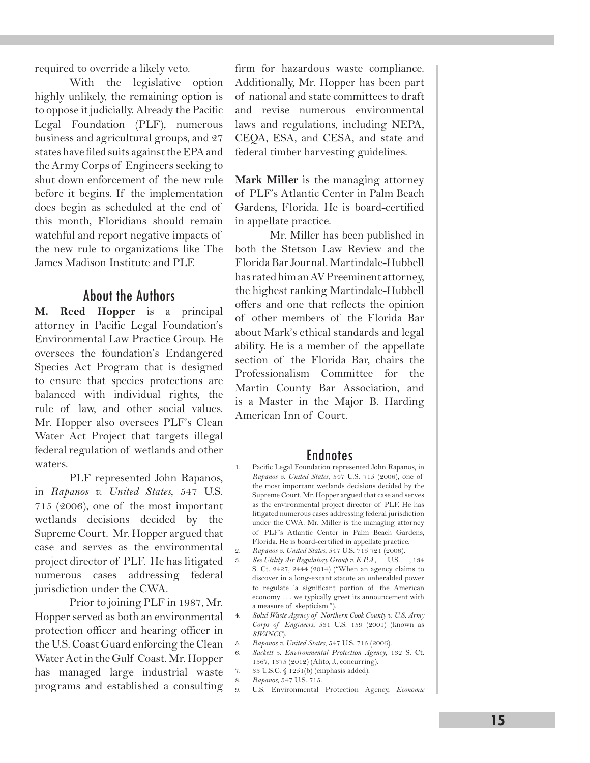required to override a likely veto.

With the legislative option highly unlikely, the remaining option is to oppose it judicially. Already the Pacific Legal Foundation (PLF), numerous business and agricultural groups, and 27 states have filed suits against the EPA and the Army Corps of Engineers seeking to shut down enforcement of the new rule before it begins. If the implementation does begin as scheduled at the end of this month, Floridians should remain watchful and report negative impacts of the new rule to organizations like The James Madison Institute and PLF.

## About the Authors

**M. Reed Hopper** is a principal attorney in Pacific Legal Foundation's Environmental Law Practice Group. He oversees the foundation's Endangered Species Act Program that is designed to ensure that species protections are balanced with individual rights, the rule of law, and other social values. Mr. Hopper also oversees PLF's Clean Water Act Project that targets illegal federal regulation of wetlands and other waters.

PLF represented John Rapanos, in *Rapanos v. United States*, 547 U.S. 715 (2006), one of the most important wetlands decisions decided by the Supreme Court. Mr. Hopper argued that case and serves as the environmental project director of PLF. He has litigated numerous cases addressing federal jurisdiction under the CWA.

Prior to joining PLF in 1987, Mr. Hopper served as both an environmental protection officer and hearing officer in the U.S. Coast Guard enforcing the Clean Water Act in the Gulf Coast. Mr. Hopper has managed large industrial waste programs and established a consulting firm for hazardous waste compliance. Additionally, Mr. Hopper has been part of national and state committees to draft and revise numerous environmental laws and regulations, including NEPA, CEQA, ESA, and CESA, and state and federal timber harvesting guidelines.

**Mark Miller** is the managing attorney of PLF's Atlantic Center in Palm Beach Gardens, Florida. He is board-certified in appellate practice.

Mr. Miller has been published in both the Stetson Law Review and the Florida Bar Journal. Martindale-Hubbell has rated him an AV Preeminent attorney, the highest ranking Martindale-Hubbell offers and one that reflects the opinion of other members of the Florida Bar about Mark's ethical standards and legal ability. He is a member of the appellate section of the Florida Bar, chairs the Professionalism Committee for the Martin County Bar Association, and is a Master in the Major B. Harding American Inn of Court.

## Endnotes

1. Pacific Legal Foundation represented John Rapanos, in *Rapanos v. United States*, 547 U.S. 715 (2006), one of the most important wetlands decisions decided by the Supreme Court. Mr. Hopper argued that case and serves as the environmental project director of PLF. He has litigated numerous cases addressing federal jurisdiction under the CWA. Mr. Miller is the managing attorney of PLF's Atlantic Center in Palm Beach Gardens, Florida. He is board-certified in appellate practice.
2. *Rapanos v. United States*, 547 U.S. 715 721 (2006).
3. *See Utility Air Regulatory Group v. E.P.A.*, __ U.S. __, 134 S. Ct. 2427, 2444 (2014) ("When an agency claims to discover in a long-extant statute an unheralded power to regulate 'a significant portion of the American economy . . . we typically greet its announcement with a measure of skepticism.").
4. *Solid Waste Agency of Northern Cook County v. U.S. Army Corps of Engineers*, 531 U.S. 159 (2001) (known as *SWANCC*).
5. *Rapanos v. United States*, 547 U.S. 715 (2006).
6. *Sackett v. Environmental Protection Agency*, 132 S. Ct. 1367, 1375 (2012) (Alito, J., concurring).
7. 33 U.S.C. § 1251(b) (emphasis added).
8. *Rapanos*, 547 U.S. 715.
9. U.S. Environmental Protection Agency, *Economic*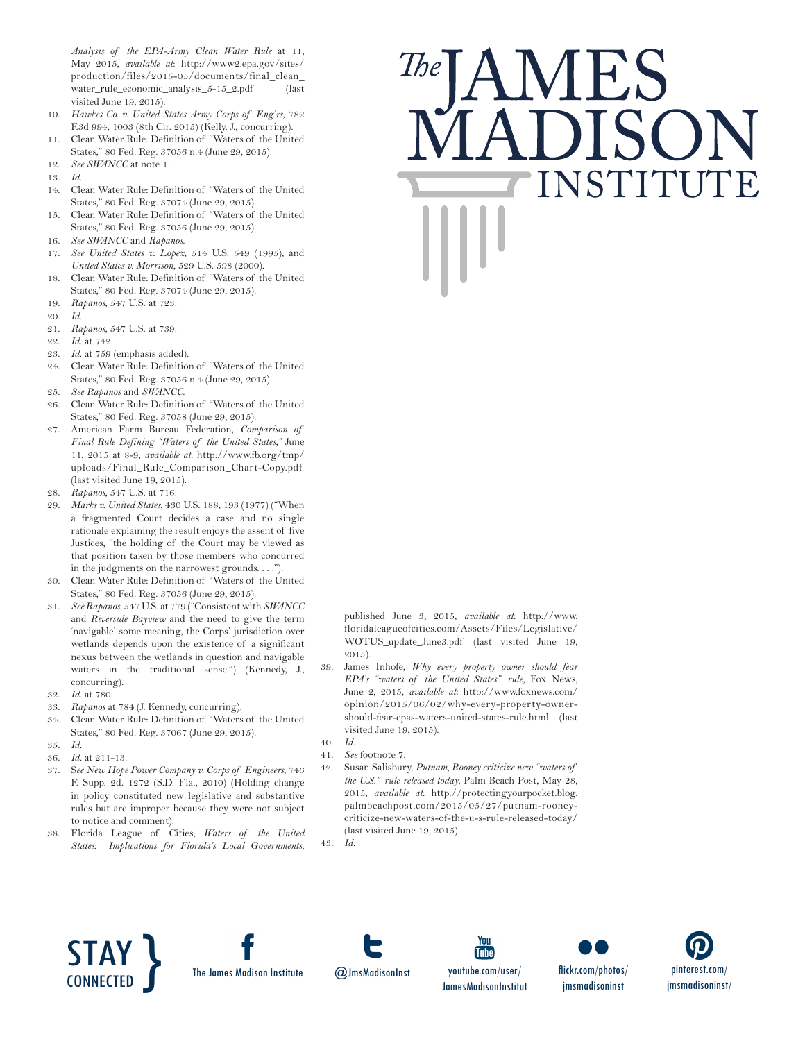*Analysis of the EPA-Army Clean Water Rule* at 11, May 2015, *available at*: http://www2.epa.gov/sites/production/files/2015-05/documents/final_clean_water_rule_economic_analysis_5-15_2.pdf (last visited June 19, 2015).

10. *Hawkes Co. v. United States Army Corps of Eng'rs*, 782 F.3d 994, 1003 (8th Cir. 2015) (Kelly, J., concurring).
11. Clean Water Rule: Definition of "Waters of the United States," 80 Fed. Reg. 37056 n.4 (June 29, 2015).
12. *See SWANCC* at note 1.
13. *Id.*
14. Clean Water Rule: Definition of "Waters of the United States," 80 Fed. Reg. 37074 (June 29, 2015).
15. Clean Water Rule: Definition of "Waters of the United States," 80 Fed. Reg. 37056 (June 29, 2015).
16. *See SWANCC* and *Rapanos.*
17. *See United States v. Lopez*, 514 U.S. 549 (1995), and *United States v. Morrison*, 529 U.S. 598 (2000).
18. Clean Water Rule: Definition of "Waters of the United States," 80 Fed. Reg. 37074 (June 29, 2015).
19. *Rapanos*, 547 U.S. at 723.
20. *Id.*
21. *Rapanos*, 547 U.S. at 739.
22. *Id.* at 742.
23. *Id.* at 759 (emphasis added).
24. Clean Water Rule: Definition of "Waters of the United States," 80 Fed. Reg. 37056 n.4 (June 29, 2015).
25. *See Rapanos* and *SWANCC.*
26. Clean Water Rule: Definition of "Waters of the United States," 80 Fed. Reg. 37058 (June 29, 2015).
27. American Farm Bureau Federation, *Comparison of Final Rule Defining "Waters of the United States,"* June 11, 2015 at 8-9, *available at*: http://www.fb.org/tmp/uploads/Final_Rule_Comparison_Chart-Copy.pdf (last visited June 19, 2015).
28. *Rapanos*, 547 U.S. at 716.
29. *Marks v. United States*, 430 U.S. 188, 193 (1977) ("When a fragmented Court decides a case and no single rationale explaining the result enjoys the assent of five Justices, "the holding of the Court may be viewed as that position taken by those members who concurred in the judgments on the narrowest grounds. . . .").
30. Clean Water Rule: Definition of "Waters of the United States," 80 Fed. Reg. 37056 (June 29, 2015).
31. *See Rapanos*, 547 U.S. at 779 ("Consistent with *SWANCC* and *Riverside Bayview* and the need to give the term 'navigable' some meaning, the Corps' jurisdiction over wetlands depends upon the existence of a significant nexus between the wetlands in question and navigable waters in the traditional sense.") (Kennedy, J., concurring).
32. *Id.* at 780.
33. *Rapanos* at 784 (J. Kennedy, concurring).
34. Clean Water Rule: Definition of "Waters of the United States," 80 Fed. Reg. 37067 (June 29, 2015).
35. *Id.*
36. *Id.* at 211-13.
37. S*ee New Hope Power Company v. Corps of Engineers*, 746 F. Supp. 2d. 1272 (S.D. Fla., 2010) (Holding change in policy constituted new legislative and substantive rules but are improper because they were not subject to notice and comment).
38. Florida League of Cities, *Waters of the United States: Implications for Florida's Local Governments*, published June 3, 2015, *available at*: http://www.floridaleagueofcities.com/Assets/Files/Legislative/WOTUS_update_June3.pdf (last visited June 19, 2015).
39. James Inhofe, *Why every property owner should fear EPA's "waters of the United States" rule*, Fox News, June 2, 2015, *available at*: http://www.foxnews.com/opinion/2015/06/02/why-every-property-owner-should-fear-epas-waters-united-states-rule.html (last visited June 19, 2015).
40. *Id.*
41. *See* footnote 7.
42. Susan Salisbury, *Putnam, Rooney criticize new "waters of the U.S." rule released today*, Palm Beach Post, May 28, 2015, *available at*: http://protectingyourpocket.blog.palmbeachpost.com/2015/05/27/putnam-rooney-criticize-new-waters-of-the-u-s-rule-released-today/ (last visited June 19, 2015).
43. *Id.*

The JAMES MADISON INSTITUTE

STAY CONNECTED

The James Madison Institute

@JmsMadisonInst

youtube.com/user/JamesMadisonInstitut

flickr.com/photos/jmsmadisoninst

pinterest.com/jmsmadisoninst/